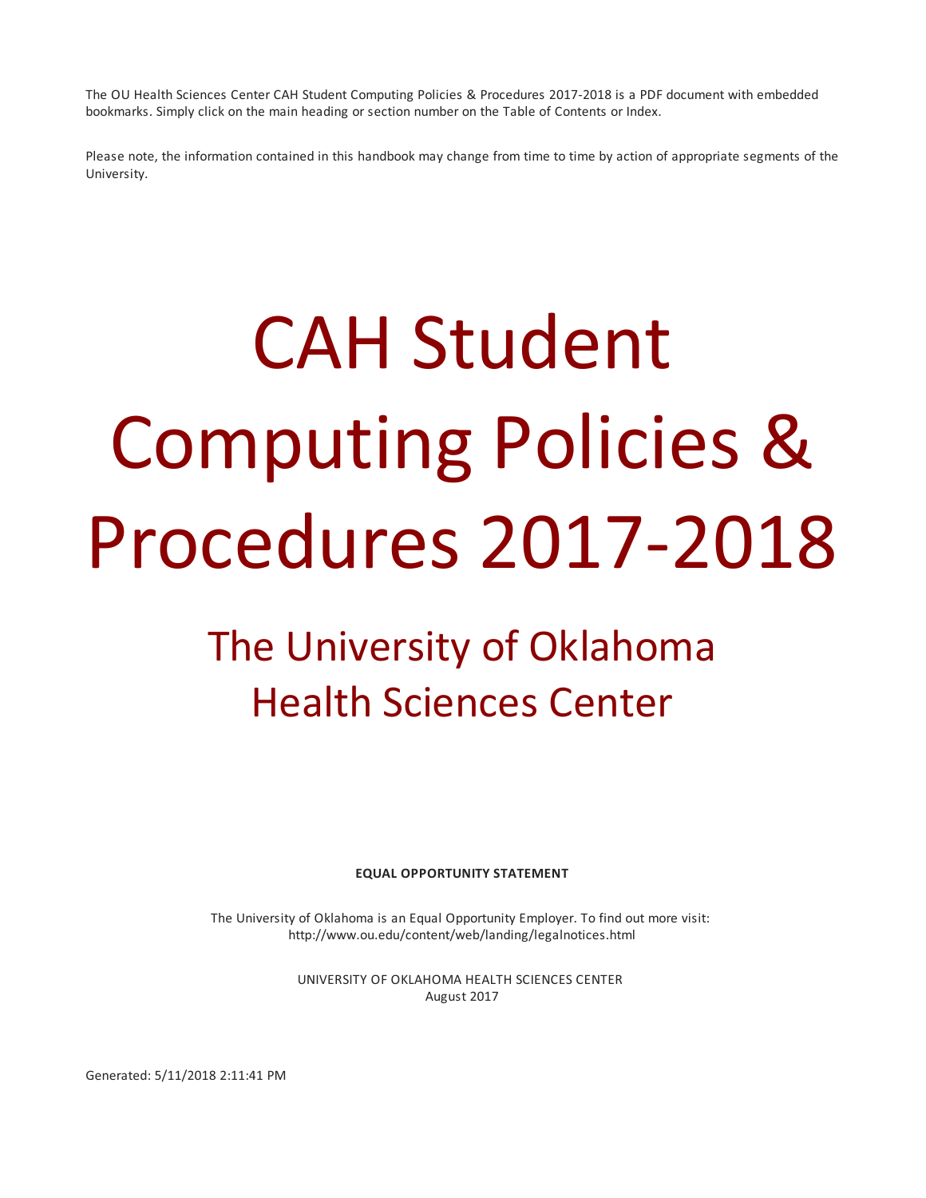The OU Health Sciences Center CAH Student Computing Policies & Procedures 2017-2018 is a PDF document with embedded bookmarks. Simply click on the main heading or section number on the Table of Contents or Index.

Please note, the information contained in this handbook may change from time to time by action of appropriate segments of the University.

# CAH Student Computing Policies & Procedures 2017-2018

## The University of Oklahoma Health Sciences Center

**EQUAL OPPORTUNITY STATEMENT**

The University of Oklahoma is an Equal Opportunity Employer. To find out more visit: http://www.ou.edu/content/web/landing/legalnotices.html

UNIVERSITY OF OKLAHOMA HEALTH SCIENCES CENTER
August 2017

Generated: 5/11/2018 2:11:41 PM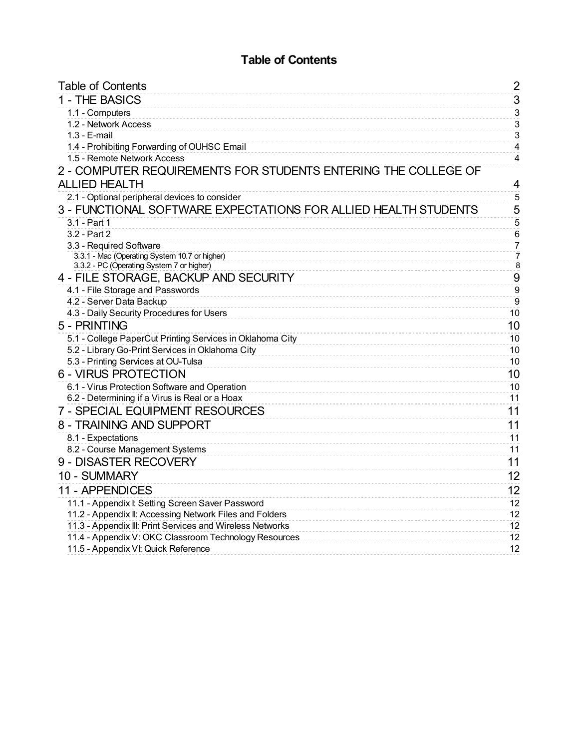# Table of Contents

| | |
|---|---|
| Table of Contents | 2 |
| 1 - THE BASICS | 3 |
| 1.1 - Computers | 3 |
| 1.2 - Network Access | 3 |
| 1.3 - E-mail | 3 |
| 1.4 - Prohibiting Forwarding of OUHSC Email | 4 |
| 1.5 - Remote Network Access | 4 |
| 2 - COMPUTER REQUIREMENTS FOR STUDENTS ENTERING THE COLLEGE OF ALLIED HEALTH | 4 |
| 2.1 - Optional peripheral devices to consider | 5 |
| 3 - FUNCTIONAL SOFTWARE EXPECTATIONS FOR ALLIED HEALTH STUDENTS | 5 |
| 3.1 - Part 1 | 5 |
| 3.2 - Part 2 | 6 |
| 3.3 - Required Software | 7 |
| 3.3.1 - Mac (Operating System 10.7 or higher) | 7 |
| 3.3.2 - PC (Operating System 7 or higher) | 8 |
| 4 - FILE STORAGE, BACKUP AND SECURITY | 9 |
| 4.1 - File Storage and Passwords | 9 |
| 4.2 - Server Data Backup | 9 |
| 4.3 - Daily Security Procedures for Users | 10 |
| 5 - PRINTING | 10 |
| 5.1 - College PaperCut Printing Services in Oklahoma City | 10 |
| 5.2 - Library Go-Print Services in Oklahoma City | 10 |
| 5.3 - Printing Services at OU-Tulsa | 10 |
| 6 - VIRUS PROTECTION | 10 |
| 6.1 - Virus Protection Software and Operation | 10 |
| 6.2 - Determining if a Virus is Real or a Hoax | 11 |
| 7 - SPECIAL EQUIPMENT RESOURCES | 11 |
| 8 - TRAINING AND SUPPORT | 11 |
| 8.1 - Expectations | 11 |
| 8.2 - Course Management Systems | 11 |
| 9 - DISASTER RECOVERY | 11 |
| 10 - SUMMARY | 12 |
| 11 - APPENDICES | 12 |
| 11.1 - Appendix I: Setting Screen Saver Password | 12 |
| 11.2 - Appendix II: Accessing Network Files and Folders | 12 |
| 11.3 - Appendix III: Print Services and Wireless Networks | 12 |
| 11.4 - Appendix V: OKC Classroom Technology Resources | 12 |
| 11.5 - Appendix VI: Quick Reference | 12 |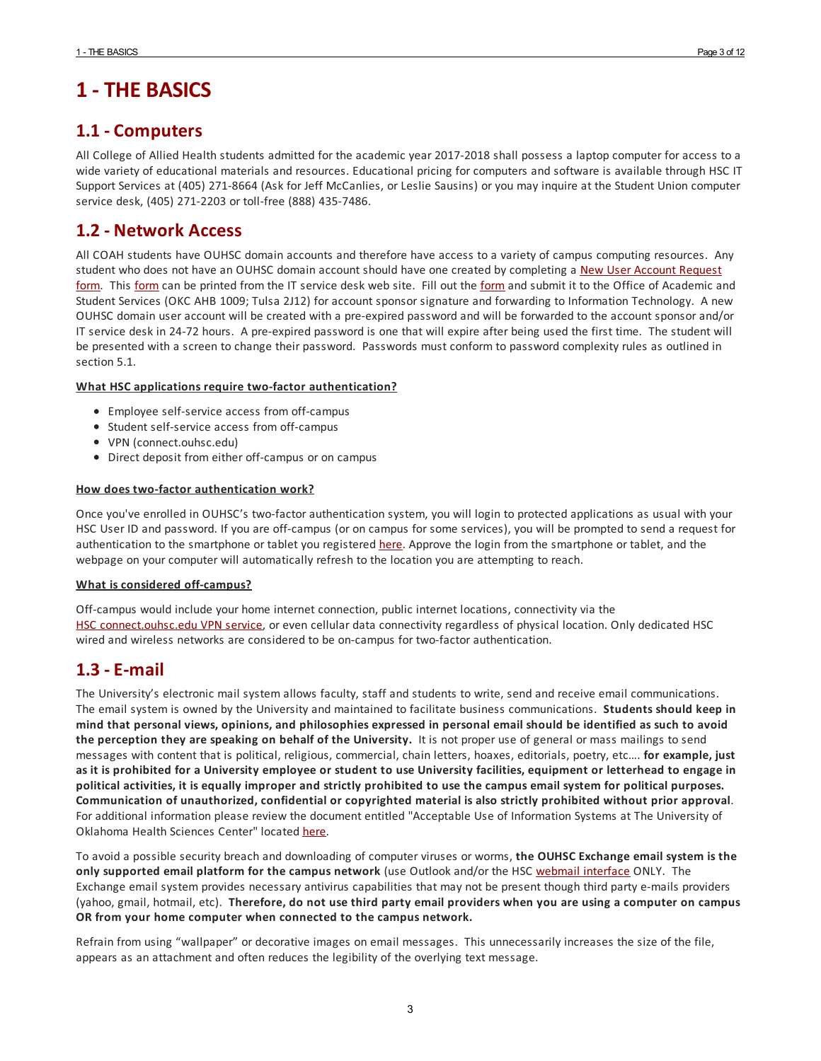# 1 - THE BASICS

## 1.1 - Computers

All College of Allied Health students admitted for the academic year 2017-2018 shall possess a laptop computer for access to a wide variety of educational materials and resources. Educational pricing for computers and software is available through HSC IT Support Services at (405) 271-8664 (Ask for Jeff McCanlies, or Leslie Sausins) or you may inquire at the Student Union computer service desk, (405) 271-2203 or toll-free (888) 435-7486.

## 1.2 - Network Access

All COAH students have OUHSC domain accounts and therefore have access to a variety of campus computing resources. Any student who does not have an OUHSC domain account should have one created by completing a New User Account Request form. This form can be printed from the IT service desk web site. Fill out the form and submit it to the Office of Academic and Student Services (OKC AHB 1009; Tulsa 2J12) for account sponsor signature and forwarding to Information Technology. A new OUHSC domain user account will be created with a pre-expired password and will be forwarded to the account sponsor and/or IT service desk in 24-72 hours. A pre-expired password is one that will expire after being used the first time. The student will be presented with a screen to change their password. Passwords must conform to password complexity rules as outlined in section 5.1.

**What HSC applications require two-factor authentication?**

- Employee self-service access from off-campus
- Student self-service access from off-campus
- VPN (connect.ouhsc.edu)
- Direct deposit from either off-campus or on campus

**How does two-factor authentication work?**

Once you've enrolled in OUHSC's two-factor authentication system, you will login to protected applications as usual with your HSC User ID and password. If you are off-campus (or on campus for some services), you will be prompted to send a request for authentication to the smartphone or tablet you registered here. Approve the login from the smartphone or tablet, and the webpage on your computer will automatically refresh to the location you are attempting to reach.

**What is considered off-campus?**

Off-campus would include your home internet connection, public internet locations, connectivity via the HSC connect.ouhsc.edu VPN service, or even cellular data connectivity regardless of physical location. Only dedicated HSC wired and wireless networks are considered to be on-campus for two-factor authentication.

## 1.3 - E-mail

The University's electronic mail system allows faculty, staff and students to write, send and receive email communications. The email system is owned by the University and maintained to facilitate business communications. **Students should keep in mind that personal views, opinions, and philosophies expressed in personal email should be identified as such to avoid the perception they are speaking on behalf of the University.** It is not proper use of general or mass mailings to send messages with content that is political, religious, commercial, chain letters, hoaxes, editorials, poetry, etc…. **for example, just as it is prohibited for a University employee or student to use University facilities, equipment or letterhead to engage in political activities, it is equally improper and strictly prohibited to use the campus email system for political purposes. Communication of unauthorized, confidential or copyrighted material is also strictly prohibited without prior approval**. For additional information please review the document entitled "Acceptable Use of Information Systems at The University of Oklahoma Health Sciences Center" located here.

To avoid a possible security breach and downloading of computer viruses or worms, **the OUHSC Exchange email system is the only supported email platform for the campus network** (use Outlook and/or the HSC webmail interface ONLY. The Exchange email system provides necessary antivirus capabilities that may not be present though third party e-mails providers (yahoo, gmail, hotmail, etc). **Therefore, do not use third party email providers when you are using a computer on campus OR from your home computer when connected to the campus network.**

Refrain from using "wallpaper" or decorative images on email messages. This unnecessarily increases the size of the file, appears as an attachment and often reduces the legibility of the overlying text message.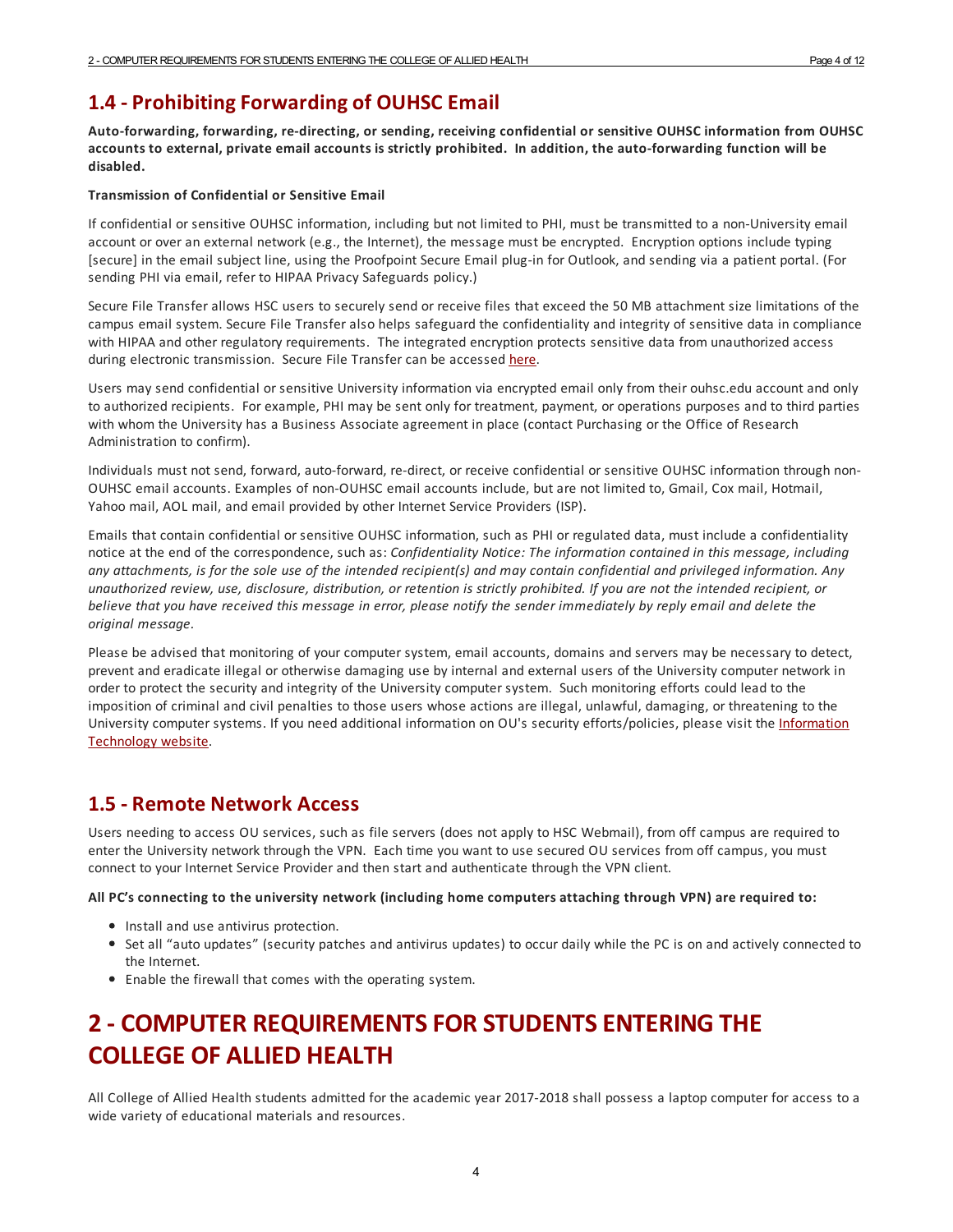## 1.4 - Prohibiting Forwarding of OUHSC Email

**Auto-forwarding, forwarding, re-directing, or sending, receiving confidential or sensitive OUHSC information from OUHSC accounts to external, private email accounts is strictly prohibited. In addition, the auto-forwarding function will be disabled.**

**Transmission of Confidential or Sensitive Email**

If confidential or sensitive OUHSC information, including but not limited to PHI, must be transmitted to a non-University email account or over an external network (e.g., the Internet), the message must be encrypted. Encryption options include typing [secure] in the email subject line, using the Proofpoint Secure Email plug-in for Outlook, and sending via a patient portal. (For sending PHI via email, refer to HIPAA Privacy Safeguards policy.)

Secure File Transfer allows HSC users to securely send or receive files that exceed the 50 MB attachment size limitations of the campus email system. Secure File Transfer also helps safeguard the confidentiality and integrity of sensitive data in compliance with HIPAA and other regulatory requirements. The integrated encryption protects sensitive data from unauthorized access during electronic transmission. Secure File Transfer can be accessed here.

Users may send confidential or sensitive University information via encrypted email only from their ouhsc.edu account and only to authorized recipients. For example, PHI may be sent only for treatment, payment, or operations purposes and to third parties with whom the University has a Business Associate agreement in place (contact Purchasing or the Office of Research Administration to confirm).

Individuals must not send, forward, auto-forward, re-direct, or receive confidential or sensitive OUHSC information through non-OUHSC email accounts. Examples of non-OUHSC email accounts include, but are not limited to, Gmail, Cox mail, Hotmail, Yahoo mail, AOL mail, and email provided by other Internet Service Providers (ISP).

Emails that contain confidential or sensitive OUHSC information, such as PHI or regulated data, must include a confidentiality notice at the end of the correspondence, such as: *Confidentiality Notice: The information contained in this message, including any attachments, is for the sole use of the intended recipient(s) and may contain confidential and privileged information. Any unauthorized review, use, disclosure, distribution, or retention is strictly prohibited. If you are not the intended recipient, or believe that you have received this message in error, please notify the sender immediately by reply email and delete the original message.*

Please be advised that monitoring of your computer system, email accounts, domains and servers may be necessary to detect, prevent and eradicate illegal or otherwise damaging use by internal and external users of the University computer network in order to protect the security and integrity of the University computer system. Such monitoring efforts could lead to the imposition of criminal and civil penalties to those users whose actions are illegal, unlawful, damaging, or threatening to the University computer systems. If you need additional information on OU's security efforts/policies, please visit the Information Technology website.

## 1.5 - Remote Network Access

Users needing to access OU services, such as file servers (does not apply to HSC Webmail), from off campus are required to enter the University network through the VPN. Each time you want to use secured OU services from off campus, you must connect to your Internet Service Provider and then start and authenticate through the VPN client.

**All PC's connecting to the university network (including home computers attaching through VPN) are required to:**

- Install and use antivirus protection.
- Set all "auto updates" (security patches and antivirus updates) to occur daily while the PC is on and actively connected to the Internet.
- Enable the firewall that comes with the operating system.

# 2 - COMPUTER REQUIREMENTS FOR STUDENTS ENTERING THE COLLEGE OF ALLIED HEALTH

All College of Allied Health students admitted for the academic year 2017-2018 shall possess a laptop computer for access to a wide variety of educational materials and resources.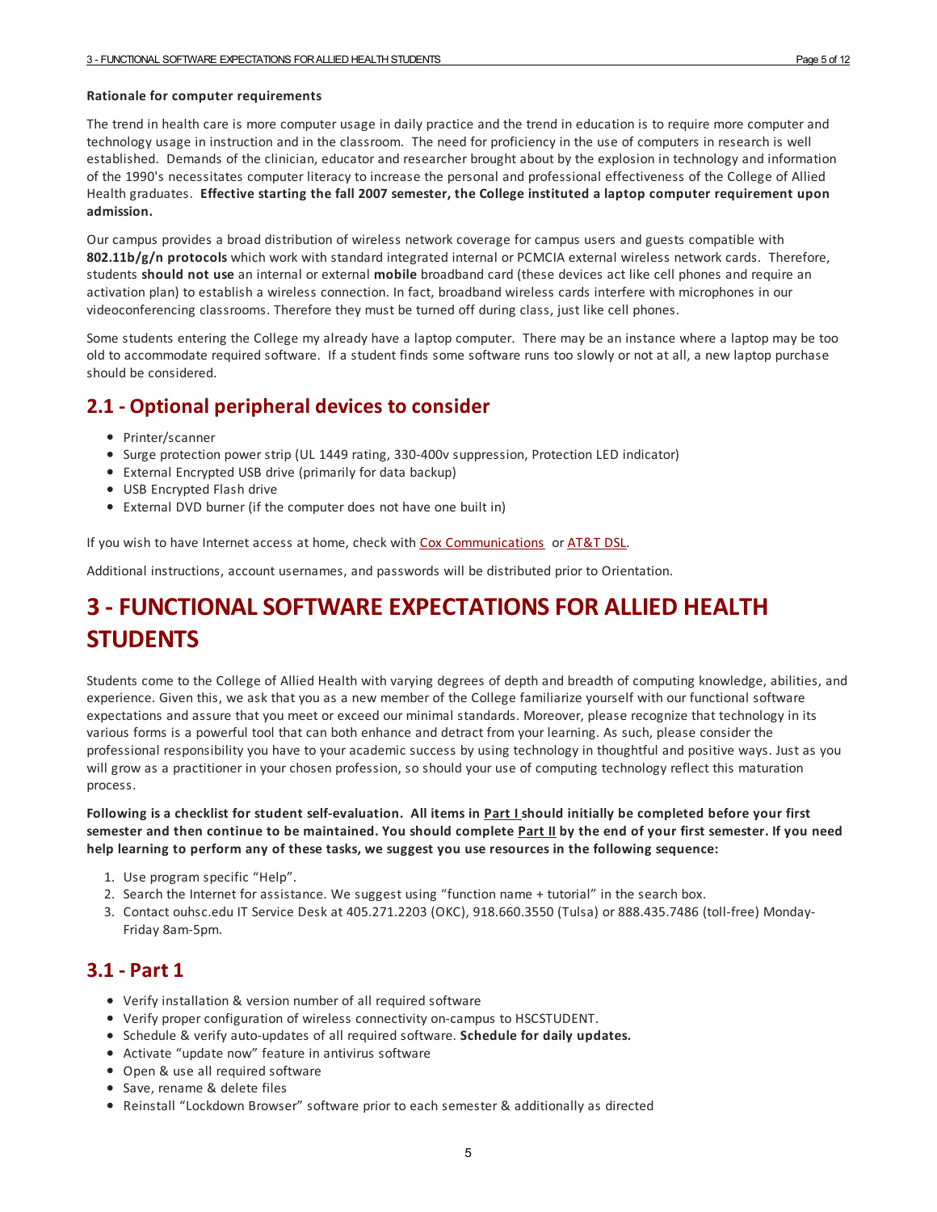**Rationale for computer requirements**

The trend in health care is more computer usage in daily practice and the trend in education is to require more computer and technology usage in instruction and in the classroom. The need for proficiency in the use of computers in research is well established. Demands of the clinician, educator and researcher brought about by the explosion in technology and information of the 1990's necessitates computer literacy to increase the personal and professional effectiveness of the College of Allied Health graduates. **Effective starting the fall 2007 semester, the College instituted a laptop computer requirement upon admission.**

Our campus provides a broad distribution of wireless network coverage for campus users and guests compatible with **802.11b/g/n protocols** which work with standard integrated internal or PCMCIA external wireless network cards. Therefore, students **should not use** an internal or external **mobile** broadband card (these devices act like cell phones and require an activation plan) to establish a wireless connection. In fact, broadband wireless cards interfere with microphones in our videoconferencing classrooms. Therefore they must be turned off during class, just like cell phones.

Some students entering the College my already have a laptop computer. There may be an instance where a laptop may be too old to accommodate required software. If a student finds some software runs too slowly or not at all, a new laptop purchase should be considered.

## 2.1 - Optional peripheral devices to consider

- Printer/scanner
- Surge protection power strip (UL 1449 rating, 330-400v suppression, Protection LED indicator)
- External Encrypted USB drive (primarily for data backup)
- USB Encrypted Flash drive
- External DVD burner (if the computer does not have one built in)

If you wish to have Internet access at home, check with Cox Communications or AT&T DSL.

Additional instructions, account usernames, and passwords will be distributed prior to Orientation.

# 3 - FUNCTIONAL SOFTWARE EXPECTATIONS FOR ALLIED HEALTH STUDENTS

Students come to the College of Allied Health with varying degrees of depth and breadth of computing knowledge, abilities, and experience. Given this, we ask that you as a new member of the College familiarize yourself with our functional software expectations and assure that you meet or exceed our minimal standards. Moreover, please recognize that technology in its various forms is a powerful tool that can both enhance and detract from your learning. As such, please consider the professional responsibility you have to your academic success by using technology in thoughtful and positive ways. Just as you will grow as a practitioner in your chosen profession, so should your use of computing technology reflect this maturation process.

**Following is a checklist for student self-evaluation. All items in Part I should initially be completed before your first semester and then continue to be maintained. You should complete Part II by the end of your first semester. If you need help learning to perform any of these tasks, we suggest you use resources in the following sequence:**

1. Use program specific "Help".
2. Search the Internet for assistance. We suggest using "function name + tutorial" in the search box.
3. Contact ouhsc.edu IT Service Desk at 405.271.2203 (OKC), 918.660.3550 (Tulsa) or 888.435.7486 (toll-free) Monday-Friday 8am-5pm.

## 3.1 - Part 1

- Verify installation & version number of all required software
- Verify proper configuration of wireless connectivity on-campus to HSCSTUDENT.
- Schedule & verify auto-updates of all required software. **Schedule for daily updates.**
- Activate "update now" feature in antivirus software
- Open & use all required software
- Save, rename & delete files
- Reinstall "Lockdown Browser" software prior to each semester & additionally as directed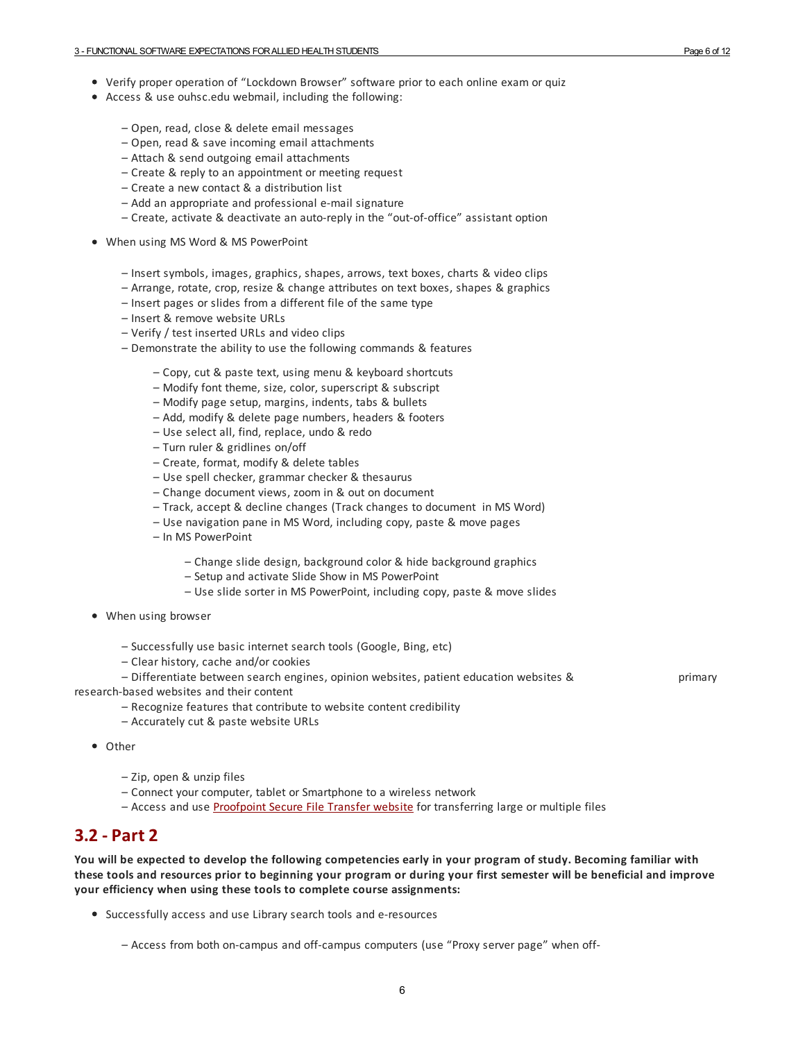- Verify proper operation of "Lockdown Browser" software prior to each online exam or quiz
- Access & use ouhsc.edu webmail, including the following:
  - Open, read, close & delete email messages
  - Open, read & save incoming email attachments
  - Attach & send outgoing email attachments
  - Create & reply to an appointment or meeting request
  - Create a new contact & a distribution list
  - Add an appropriate and professional e-mail signature
  - Create, activate & deactivate an auto-reply in the "out-of-office" assistant option
- When using MS Word & MS PowerPoint
  - Insert symbols, images, graphics, shapes, arrows, text boxes, charts & video clips
  - Arrange, rotate, crop, resize & change attributes on text boxes, shapes & graphics
  - Insert pages or slides from a different file of the same type
  - Insert & remove website URLs
  - Verify / test inserted URLs and video clips
  - Demonstrate the ability to use the following commands & features
    - Copy, cut & paste text, using menu & keyboard shortcuts
    - Modify font theme, size, color, superscript & subscript
    - Modify page setup, margins, indents, tabs & bullets
    - Add, modify & delete page numbers, headers & footers
    - Use select all, find, replace, undo & redo
    - Turn ruler & gridlines on/off
    - Create, format, modify & delete tables
    - Use spell checker, grammar checker & thesaurus
    - Change document views, zoom in & out on document
    - Track, accept & decline changes (Track changes to document in MS Word)
    - Use navigation pane in MS Word, including copy, paste & move pages
    - In MS PowerPoint
      - Change slide design, background color & hide background graphics
      - Setup and activate Slide Show in MS PowerPoint
      - Use slide sorter in MS PowerPoint, including copy, paste & move slides
- When using browser
  - Successfully use basic internet search tools (Google, Bing, etc)
  - Clear history, cache and/or cookies
  - Differentiate between search engines, opinion websites, patient education websites & primary research-based websites and their content
  - Recognize features that contribute to website content credibility
  - Accurately cut & paste website URLs
- Other
  - Zip, open & unzip files
  - Connect your computer, tablet or Smartphone to a wireless network
  - Access and use Proofpoint Secure File Transfer website for transferring large or multiple files

## 3.2 - Part 2

**You will be expected to develop the following competencies early in your program of study. Becoming familiar with these tools and resources prior to beginning your program or during your first semester will be beneficial and improve your efficiency when using these tools to complete course assignments:**

- Successfully access and use Library search tools and e-resources
  - Access from both on-campus and off-campus computers (use "Proxy server page" when off-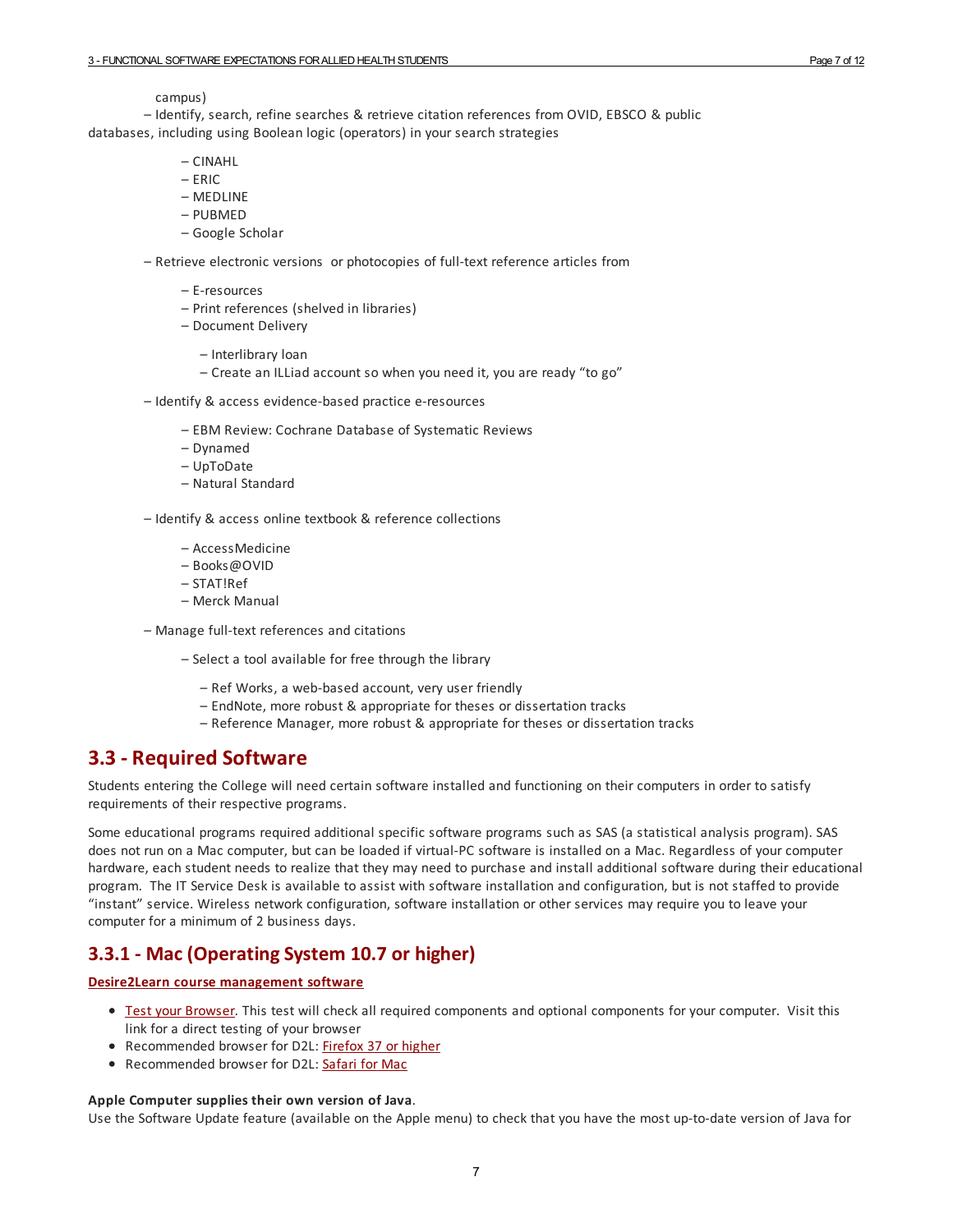campus)

– Identify, search, refine searches & retrieve citation references from OVID, EBSCO & public databases, including using Boolean logic (operators) in your search strategies

- – CINAHL
- – ERIC
- – MEDLINE
- – PUBMED
- – Google Scholar

– Retrieve electronic versions or photocopies of full-text reference articles from

- – E-resources
- – Print references (shelved in libraries)
- – Document Delivery
    - – Interlibrary loan
    - – Create an ILLiad account so when you need it, you are ready "to go"

– Identify & access evidence-based practice e-resources

- – EBM Review: Cochrane Database of Systematic Reviews
- – Dynamed
- – UpToDate
- – Natural Standard

– Identify & access online textbook & reference collections

- – AccessMedicine
- – Books@OVID
- – STAT!Ref
- – Merck Manual

– Manage full-text references and citations

- – Select a tool available for free through the library
    - – Ref Works, a web-based account, very user friendly
    - – EndNote, more robust & appropriate for theses or dissertation tracks
    - – Reference Manager, more robust & appropriate for theses or dissertation tracks

## 3.3 - Required Software

Students entering the College will need certain software installed and functioning on their computers in order to satisfy requirements of their respective programs.

Some educational programs required additional specific software programs such as SAS (a statistical analysis program). SAS does not run on a Mac computer, but can be loaded if virtual-PC software is installed on a Mac. Regardless of your computer hardware, each student needs to realize that they may need to purchase and install additional software during their educational program. The IT Service Desk is available to assist with software installation and configuration, but is not staffed to provide "instant" service. Wireless network configuration, software installation or other services may require you to leave your computer for a minimum of 2 business days.

### 3.3.1 - Mac (Operating System 10.7 or higher)

**Desire2Learn course management software**

- Test your Browser. This test will check all required components and optional components for your computer. Visit this link for a direct testing of your browser
- Recommended browser for D2L: Firefox 37 or higher
- Recommended browser for D2L: Safari for Mac

**Apple Computer supplies their own version of Java**.
Use the Software Update feature (available on the Apple menu) to check that you have the most up-to-date version of Java for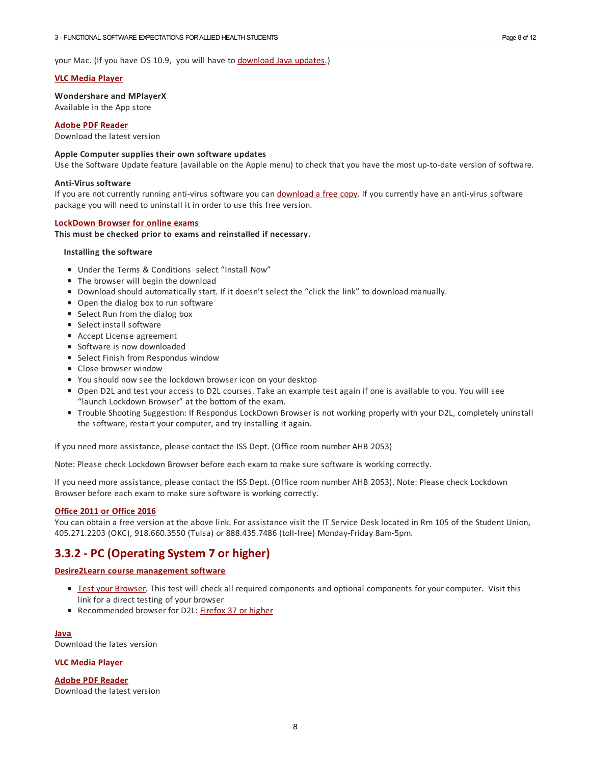your Mac. (If you have OS 10.9, you will have to download Java updates.)

**VLC Media Player**

**Wondershare and MPlayerX**
Available in the App store

**Adobe PDF Reader**
Download the latest version

**Apple Computer supplies their own software updates**
Use the Software Update feature (available on the Apple menu) to check that you have the most up-to-date version of software.

**Anti-Virus software**
If you are not currently running anti-virus software you can download a free copy. If you currently have an anti-virus software package you will need to uninstall it in order to use this free version.

**LockDown Browser for online exams**
**This must be checked prior to exams and reinstalled if necessary.**

**Installing the software**

- Under the Terms & Conditions select "Install Now"
- The browser will begin the download
- Download should automatically start. If it doesn't select the "click the link" to download manually.
- Open the dialog box to run software
- Select Run from the dialog box
- Select install software
- Accept License agreement
- Software is now downloaded
- Select Finish from Respondus window
- Close browser window
- You should now see the lockdown browser icon on your desktop
- Open D2L and test your access to D2L courses. Take an example test again if one is available to you. You will see "launch Lockdown Browser" at the bottom of the exam.
- Trouble Shooting Suggestion: If Respondus LockDown Browser is not working properly with your D2L, completely uninstall the software, restart your computer, and try installing it again.

If you need more assistance, please contact the ISS Dept. (Office room number AHB 2053)

Note: Please check Lockdown Browser before each exam to make sure software is working correctly.

If you need more assistance, please contact the ISS Dept. (Office room number AHB 2053). Note: Please check Lockdown Browser before each exam to make sure software is working correctly.

**Office 2011 or Office 2016**
You can obtain a free version at the above link. For assistance visit the IT Service Desk located in Rm 105 of the Student Union, 405.271.2203 (OKC), 918.660.3550 (Tulsa) or 888.435.7486 (toll-free) Monday-Friday 8am-5pm.

## 3.3.2 - PC (Operating System 7 or higher)

**Desire2Learn course management software**

- Test your Browser. This test will check all required components and optional components for your computer. Visit this link for a direct testing of your browser
- Recommended browser for D2L: Firefox 37 or higher

**Java**
Download the lates version

**VLC Media Player**

**Adobe PDF Reader**
Download the latest version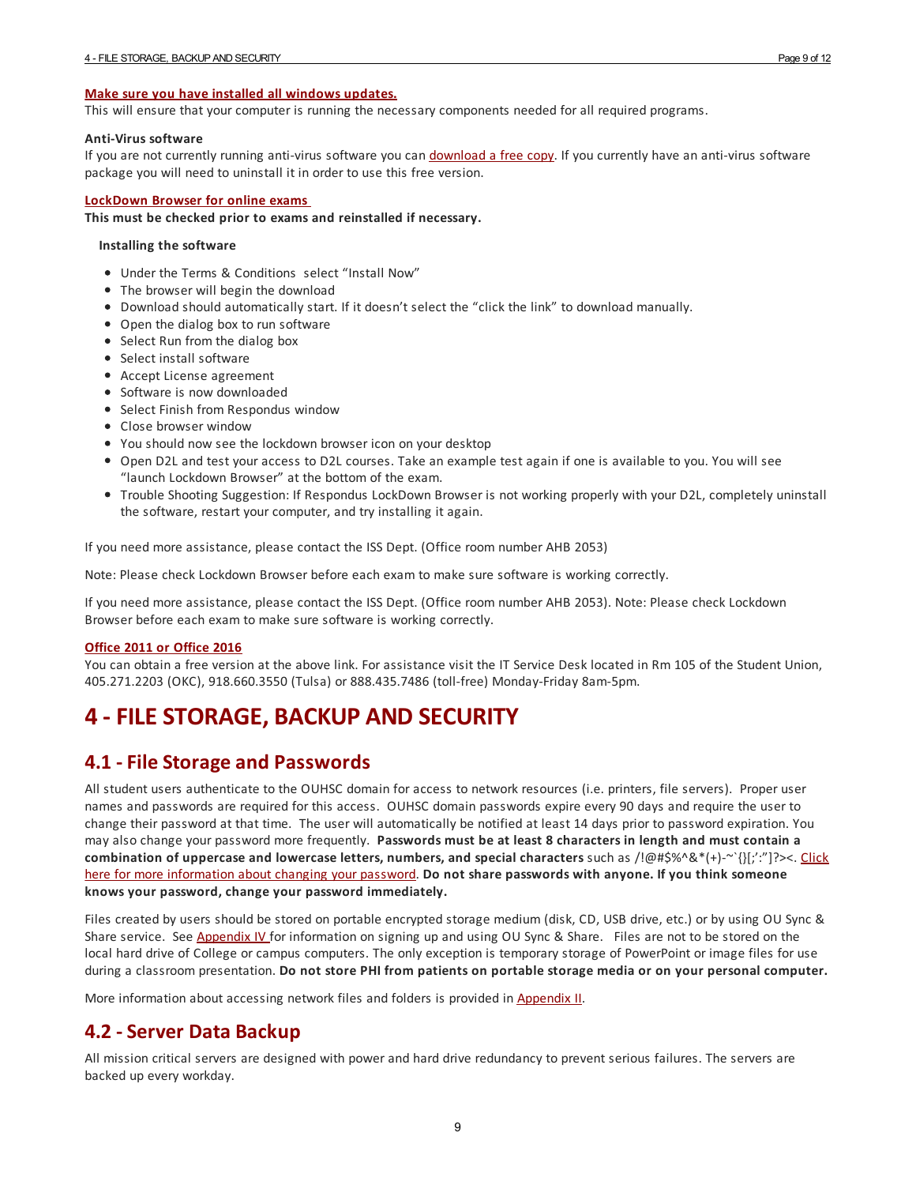**Make sure you have installed all windows updates.**

This will ensure that your computer is running the necessary components needed for all required programs.

**Anti-Virus software**

If you are not currently running anti-virus software you can download a free copy. If you currently have an anti-virus software package you will need to uninstall it in order to use this free version.

**LockDown Browser for online exams**

**This must be checked prior to exams and reinstalled if necessary.**

**Installing the software**

- Under the Terms & Conditions select "Install Now"
- The browser will begin the download
- Download should automatically start. If it doesn't select the "click the link" to download manually.
- Open the dialog box to run software
- Select Run from the dialog box
- Select install software
- Accept License agreement
- Software is now downloaded
- Select Finish from Respondus window
- Close browser window
- You should now see the lockdown browser icon on your desktop
- Open D2L and test your access to D2L courses. Take an example test again if one is available to you. You will see "launch Lockdown Browser" at the bottom of the exam.
- Trouble Shooting Suggestion: If Respondus LockDown Browser is not working properly with your D2L, completely uninstall the software, restart your computer, and try installing it again.

If you need more assistance, please contact the ISS Dept. (Office room number AHB 2053)

Note: Please check Lockdown Browser before each exam to make sure software is working correctly.

If you need more assistance, please contact the ISS Dept. (Office room number AHB 2053). Note: Please check Lockdown Browser before each exam to make sure software is working correctly.

**Office 2011 or Office 2016**

You can obtain a free version at the above link. For assistance visit the IT Service Desk located in Rm 105 of the Student Union, 405.271.2203 (OKC), 918.660.3550 (Tulsa) or 888.435.7486 (toll-free) Monday-Friday 8am-5pm.

# 4 - FILE STORAGE, BACKUP AND SECURITY

## 4.1 - File Storage and Passwords

All student users authenticate to the OUHSC domain for access to network resources (i.e. printers, file servers). Proper user names and passwords are required for this access. OUHSC domain passwords expire every 90 days and require the user to change their password at that time. The user will automatically be notified at least 14 days prior to password expiration. You may also change your password more frequently. **Passwords must be at least 8 characters in length and must contain a combination of uppercase and lowercase letters, numbers, and special characters** such as /!@#$%^&*(+)-~`{}[;':"]?><. Click here for more information about changing your password. **Do not share passwords with anyone. If you think someone knows your password, change your password immediately.**

Files created by users should be stored on portable encrypted storage medium (disk, CD, USB drive, etc.) or by using OU Sync & Share service. See Appendix IV for information on signing up and using OU Sync & Share. Files are not to be stored on the local hard drive of College or campus computers. The only exception is temporary storage of PowerPoint or image files for use during a classroom presentation. **Do not store PHI from patients on portable storage media or on your personal computer.**

More information about accessing network files and folders is provided in Appendix II.

## 4.2 - Server Data Backup

All mission critical servers are designed with power and hard drive redundancy to prevent serious failures. The servers are backed up every workday.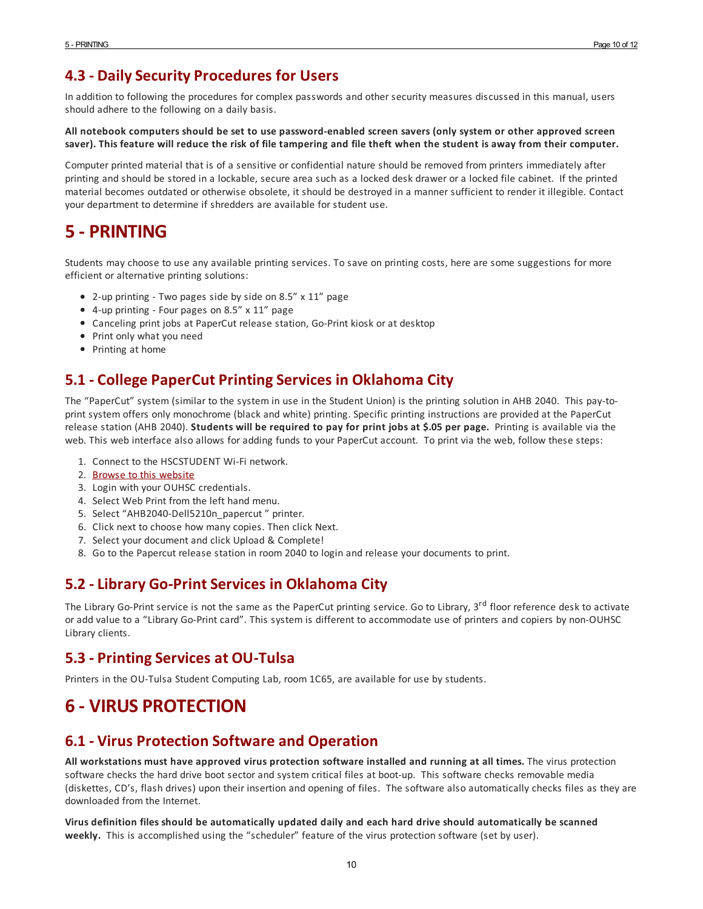## 4.3 - Daily Security Procedures for Users

In addition to following the procedures for complex passwords and other security measures discussed in this manual, users should adhere to the following on a daily basis.

**All notebook computers should be set to use password-enabled screen savers (only system or other approved screen saver). This feature will reduce the risk of file tampering and file theft when the student is away from their computer.**

Computer printed material that is of a sensitive or confidential nature should be removed from printers immediately after printing and should be stored in a lockable, secure area such as a locked desk drawer or a locked file cabinet. If the printed material becomes outdated or otherwise obsolete, it should be destroyed in a manner sufficient to render it illegible. Contact your department to determine if shredders are available for student use.

# 5 - PRINTING

Students may choose to use any available printing services. To save on printing costs, here are some suggestions for more efficient or alternative printing solutions:

- 2-up printing - Two pages side by side on 8.5" x 11" page
- 4-up printing - Four pages on 8.5" x 11" page
- Canceling print jobs at PaperCut release station, Go-Print kiosk or at desktop
- Print only what you need
- Printing at home

## 5.1 - College PaperCut Printing Services in Oklahoma City

The "PaperCut" system (similar to the system in use in the Student Union) is the printing solution in AHB 2040. This pay-to-print system offers only monochrome (black and white) printing. Specific printing instructions are provided at the PaperCut release station (AHB 2040). **Students will be required to pay for print jobs at $.05 per page.** Printing is available via the web. This web interface also allows for adding funds to your PaperCut account. To print via the web, follow these steps:

1. Connect to the HSCSTUDENT Wi-Fi network.
2. Browse to this website
3. Login with your OUHSC credentials.
4. Select Web Print from the left hand menu.
5. Select "AHB2040-Dell5210n_papercut " printer.
6. Click next to choose how many copies. Then click Next.
7. Select your document and click Upload & Complete!
8. Go to the Papercut release station in room 2040 to login and release your documents to print.

## 5.2 - Library Go-Print Services in Oklahoma City

The Library Go-Print service is not the same as the PaperCut printing service. Go to Library, 3rd floor reference desk to activate or add value to a "Library Go-Print card". This system is different to accommodate use of printers and copiers by non-OUHSC Library clients.

## 5.3 - Printing Services at OU-Tulsa

Printers in the OU-Tulsa Student Computing Lab, room 1C65, are available for use by students.

# 6 - VIRUS PROTECTION

## 6.1 - Virus Protection Software and Operation

**All workstations must have approved virus protection software installed and running at all times.** The virus protection software checks the hard drive boot sector and system critical files at boot-up. This software checks removable media (diskettes, CD's, flash drives) upon their insertion and opening of files. The software also automatically checks files as they are downloaded from the Internet.

**Virus definition files should be automatically updated daily and each hard drive should automatically be scanned weekly.** This is accomplished using the "scheduler" feature of the virus protection software (set by user).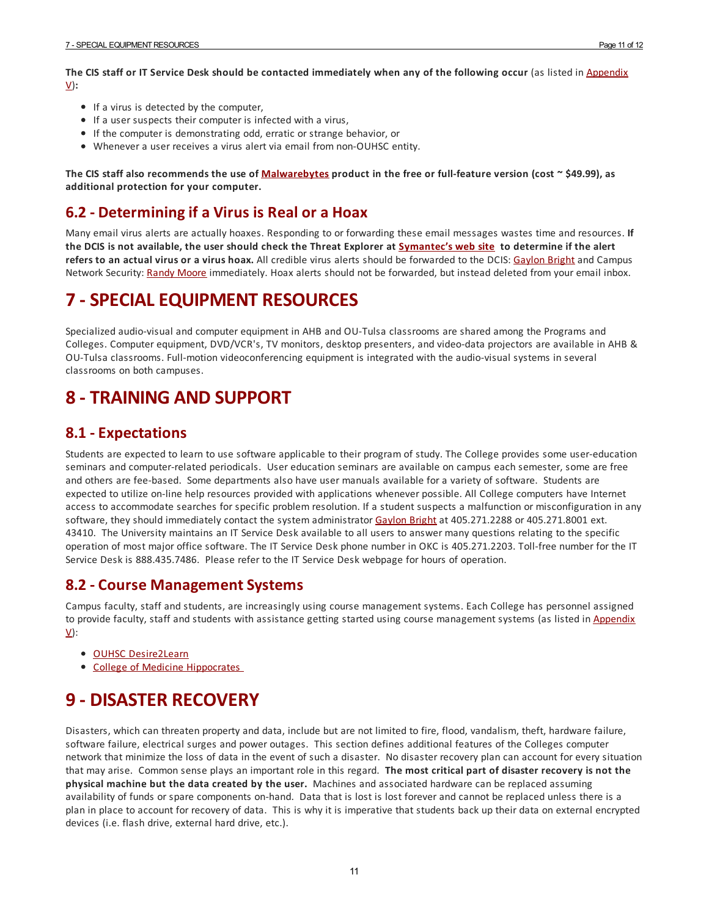**The CIS staff or IT Service Desk should be contacted immediately when any of the following occur** (as listed in Appendix V)**:**

- If a virus is detected by the computer,
- If a user suspects their computer is infected with a virus,
- If the computer is demonstrating odd, erratic or strange behavior, or
- Whenever a user receives a virus alert via email from non-OUHSC entity.

**The CIS staff also recommends the use of Malwarebytes product in the free or full-feature version (cost ~ $49.99), as additional protection for your computer.**

## 6.2 - Determining if a Virus is Real or a Hoax

Many email virus alerts are actually hoaxes. Responding to or forwarding these email messages wastes time and resources. **If the DCIS is not available, the user should check the Threat Explorer at Symantec's web site to determine if the alert refers to an actual virus or a virus hoax.** All credible virus alerts should be forwarded to the DCIS: Gaylon Bright and Campus Network Security: Randy Moore immediately. Hoax alerts should not be forwarded, but instead deleted from your email inbox.

# 7 - SPECIAL EQUIPMENT RESOURCES

Specialized audio-visual and computer equipment in AHB and OU-Tulsa classrooms are shared among the Programs and Colleges. Computer equipment, DVD/VCR's, TV monitors, desktop presenters, and video-data projectors are available in AHB & OU-Tulsa classrooms. Full-motion videoconferencing equipment is integrated with the audio-visual systems in several classrooms on both campuses.

# 8 - TRAINING AND SUPPORT

## 8.1 - Expectations

Students are expected to learn to use software applicable to their program of study. The College provides some user-education seminars and computer-related periodicals. User education seminars are available on campus each semester, some are free and others are fee-based. Some departments also have user manuals available for a variety of software. Students are expected to utilize on-line help resources provided with applications whenever possible. All College computers have Internet access to accommodate searches for specific problem resolution. If a student suspects a malfunction or misconfiguration in any software, they should immediately contact the system administrator Gaylon Bright at 405.271.2288 or 405.271.8001 ext. 43410. The University maintains an IT Service Desk available to all users to answer many questions relating to the specific operation of most major office software. The IT Service Desk phone number in OKC is 405.271.2203. Toll-free number for the IT Service Desk is 888.435.7486. Please refer to the IT Service Desk webpage for hours of operation.

## 8.2 - Course Management Systems

Campus faculty, staff and students, are increasingly using course management systems. Each College has personnel assigned to provide faculty, staff and students with assistance getting started using course management systems (as listed in Appendix V):

- OUHSC Desire2Learn
- College of Medicine Hippocrates

# 9 - DISASTER RECOVERY

Disasters, which can threaten property and data, include but are not limited to fire, flood, vandalism, theft, hardware failure, software failure, electrical surges and power outages. This section defines additional features of the Colleges computer network that minimize the loss of data in the event of such a disaster. No disaster recovery plan can account for every situation that may arise. Common sense plays an important role in this regard. **The most critical part of disaster recovery is not the physical machine but the data created by the user.** Machines and associated hardware can be replaced assuming availability of funds or spare components on-hand. Data that is lost is lost forever and cannot be replaced unless there is a plan in place to account for recovery of data. This is why it is imperative that students back up their data on external encrypted devices (i.e. flash drive, external hard drive, etc.).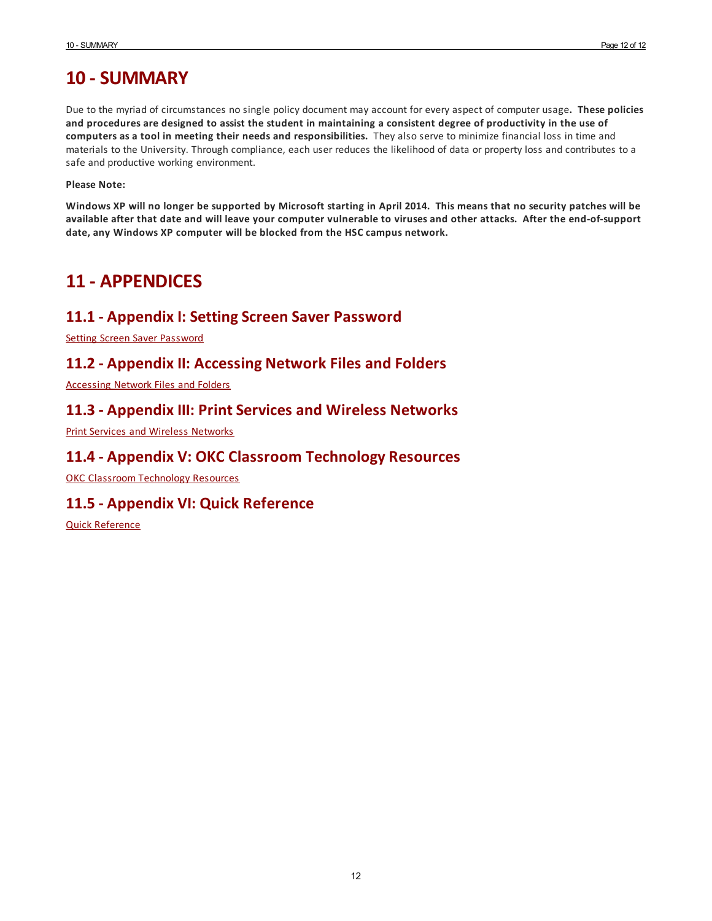# 10 - SUMMARY

Due to the myriad of circumstances no single policy document may account for every aspect of computer usage**. These policies and procedures are designed to assist the student in maintaining a consistent degree of productivity in the use of computers as a tool in meeting their needs and responsibilities.** They also serve to minimize financial loss in time and materials to the University. Through compliance, each user reduces the likelihood of data or property loss and contributes to a safe and productive working environment.

**Please Note:**

**Windows XP will no longer be supported by Microsoft starting in April 2014. This means that no security patches will be available after that date and will leave your computer vulnerable to viruses and other attacks. After the end-of-support date, any Windows XP computer will be blocked from the HSC campus network.**

# 11 - APPENDICES

## 11.1 - Appendix I: Setting Screen Saver Password

Setting Screen Saver Password

## 11.2 - Appendix II: Accessing Network Files and Folders

Accessing Network Files and Folders

## 11.3 - Appendix III: Print Services and Wireless Networks

Print Services and Wireless Networks

## 11.4 - Appendix V: OKC Classroom Technology Resources

OKC Classroom Technology Resources

## 11.5 - Appendix VI: Quick Reference

Quick Reference